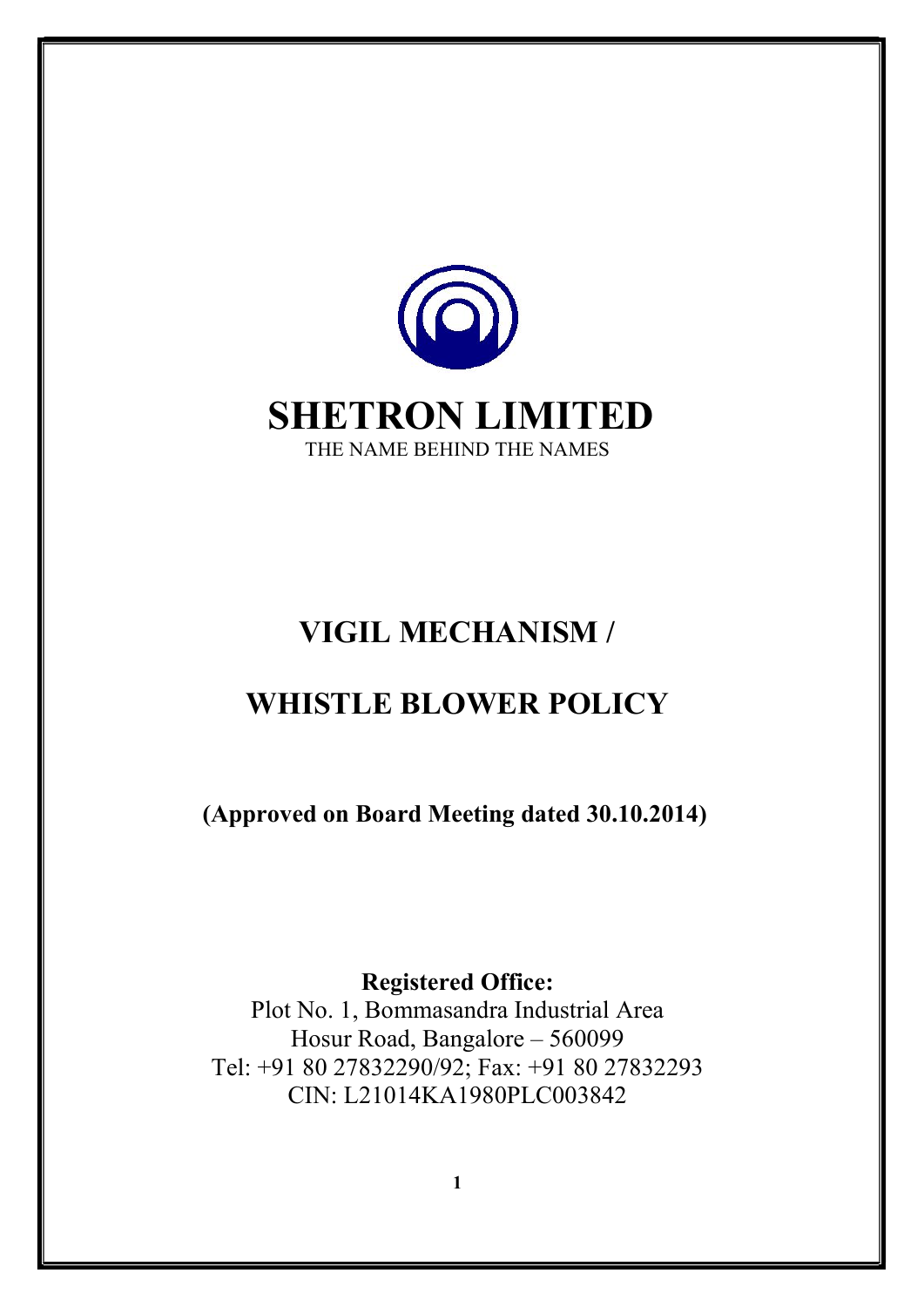# SHETRON LIMITED

THE NAME BEHIND THE NAMES

# VIGIL MECHANISM /

# WHISTLE BLOWER POLICY

**(Approved on Board Meeting dated 30.10.2014)**

**Registered Office:**

Plot No. 1, Bommasandra Industrial Area

Hosur Road, Bangalore – 560099

Tel: +91 80 27832290/92; Fax: +91 80 27832293

CIN: L21014KA1980PLC003842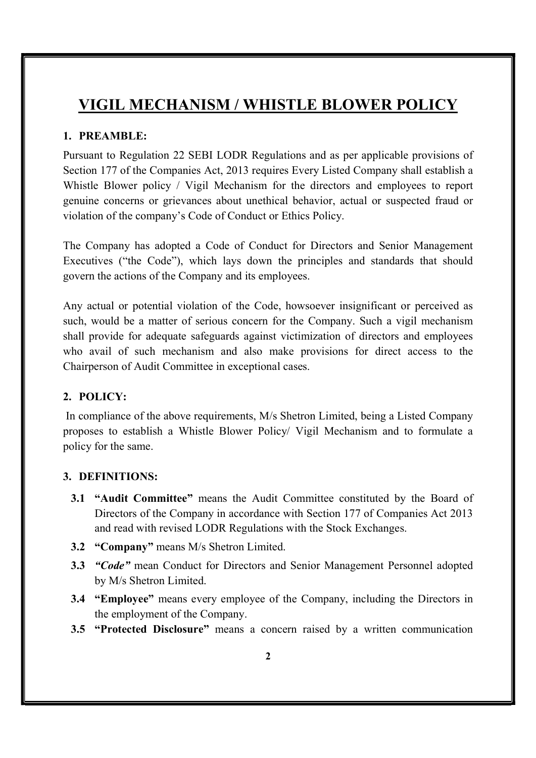# VIGIL MECHANISM / WHISTLE BLOWER POLICY

## 1. PREAMBLE:

Pursuant to Regulation 22 SEBI LODR Regulations and as per applicable provisions of Section 177 of the Companies Act, 2013 requires Every Listed Company shall establish a Whistle Blower policy / Vigil Mechanism for the directors and employees to report genuine concerns or grievances about unethical behavior, actual or suspected fraud or violation of the company's Code of Conduct or Ethics Policy.

The Company has adopted a Code of Conduct for Directors and Senior Management Executives ("the Code"), which lays down the principles and standards that should govern the actions of the Company and its employees.

Any actual or potential violation of the Code, howsoever insignificant or perceived as such, would be a matter of serious concern for the Company. Such a vigil mechanism shall provide for adequate safeguards against victimization of directors and employees who avail of such mechanism and also make provisions for direct access to the Chairperson of Audit Committee in exceptional cases.

## 2. POLICY:

In compliance of the above requirements, M/s Shetron Limited, being a Listed Company proposes to establish a Whistle Blower Policy/ Vigil Mechanism and to formulate a policy for the same.

## 3. DEFINITIONS:

**3.1 "Audit Committee"** means the Audit Committee constituted by the Board of Directors of the Company in accordance with Section 177 of Companies Act 2013 and read with revised LODR Regulations with the Stock Exchanges.

**3.2 "Company"** means M/s Shetron Limited.

**3.3** ***"Code"*** mean Conduct for Directors and Senior Management Personnel adopted by M/s Shetron Limited.

**3.4 "Employee"** means every employee of the Company, including the Directors in the employment of the Company.

**3.5 "Protected Disclosure"** means a concern raised by a written communication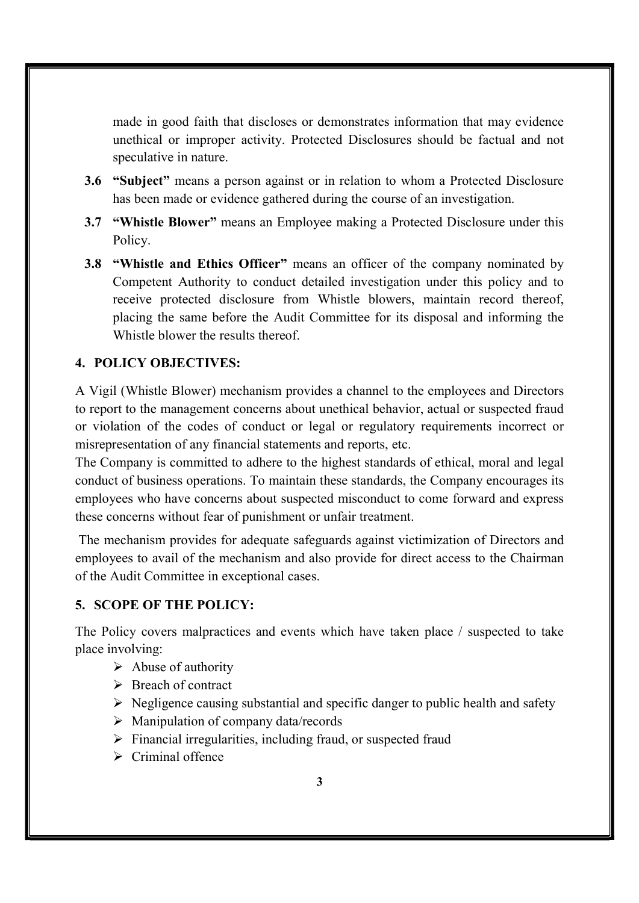made in good faith that discloses or demonstrates information that may evidence unethical or improper activity. Protected Disclosures should be factual and not speculative in nature.

**3.6 "Subject"** means a person against or in relation to whom a Protected Disclosure has been made or evidence gathered during the course of an investigation.

**3.7 "Whistle Blower"** means an Employee making a Protected Disclosure under this Policy.

**3.8 "Whistle and Ethics Officer"** means an officer of the company nominated by Competent Authority to conduct detailed investigation under this policy and to receive protected disclosure from Whistle blowers, maintain record thereof, placing the same before the Audit Committee for its disposal and informing the Whistle blower the results thereof.

## 4. POLICY OBJECTIVES:

A Vigil (Whistle Blower) mechanism provides a channel to the employees and Directors to report to the management concerns about unethical behavior, actual or suspected fraud or violation of the codes of conduct or legal or regulatory requirements incorrect or misrepresentation of any financial statements and reports, etc.

The Company is committed to adhere to the highest standards of ethical, moral and legal conduct of business operations. To maintain these standards, the Company encourages its employees who have concerns about suspected misconduct to come forward and express these concerns without fear of punishment or unfair treatment.

The mechanism provides for adequate safeguards against victimization of Directors and employees to avail of the mechanism and also provide for direct access to the Chairman of the Audit Committee in exceptional cases.

## 5. SCOPE OF THE POLICY:

The Policy covers malpractices and events which have taken place / suspected to take place involving:

- Abuse of authority
- Breach of contract
- Negligence causing substantial and specific danger to public health and safety
- Manipulation of company data/records
- Financial irregularities, including fraud, or suspected fraud
- Criminal offence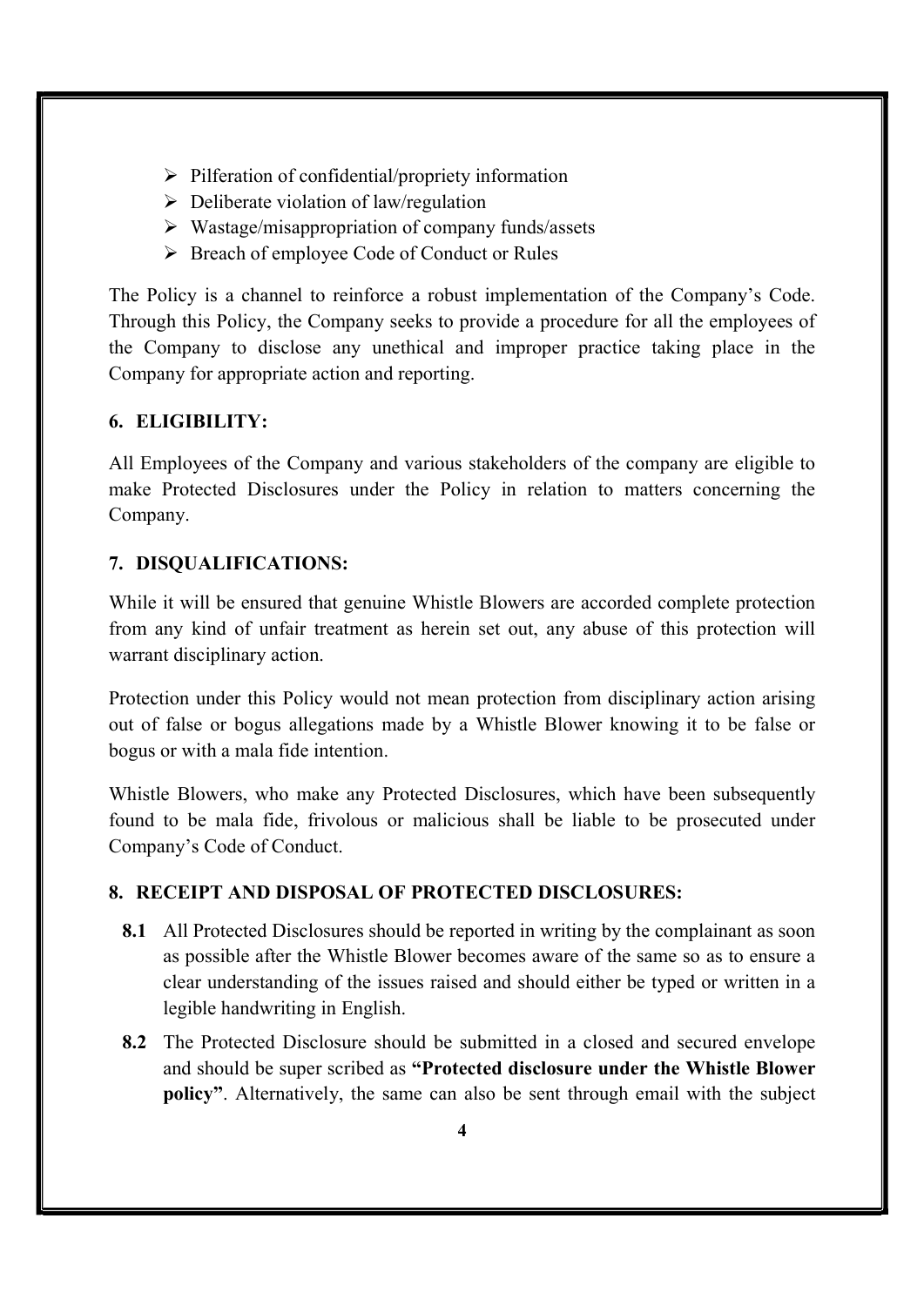- Pilferation of confidential/propriety information
- Deliberate violation of law/regulation
- Wastage/misappropriation of company funds/assets
- Breach of employee Code of Conduct or Rules

The Policy is a channel to reinforce a robust implementation of the Company's Code. Through this Policy, the Company seeks to provide a procedure for all the employees of the Company to disclose any unethical and improper practice taking place in the Company for appropriate action and reporting.

## 6. ELIGIBILITY:

All Employees of the Company and various stakeholders of the company are eligible to make Protected Disclosures under the Policy in relation to matters concerning the Company.

## 7. DISQUALIFICATIONS:

While it will be ensured that genuine Whistle Blowers are accorded complete protection from any kind of unfair treatment as herein set out, any abuse of this protection will warrant disciplinary action.

Protection under this Policy would not mean protection from disciplinary action arising out of false or bogus allegations made by a Whistle Blower knowing it to be false or bogus or with a mala fide intention.

Whistle Blowers, who make any Protected Disclosures, which have been subsequently found to be mala fide, frivolous or malicious shall be liable to be prosecuted under Company's Code of Conduct.

## 8. RECEIPT AND DISPOSAL OF PROTECTED DISCLOSURES:

**8.1** All Protected Disclosures should be reported in writing by the complainant as soon as possible after the Whistle Blower becomes aware of the same so as to ensure a clear understanding of the issues raised and should either be typed or written in a legible handwriting in English.

**8.2** The Protected Disclosure should be submitted in a closed and secured envelope and should be super scribed as **"Protected disclosure under the Whistle Blower policy"**. Alternatively, the same can also be sent through email with the subject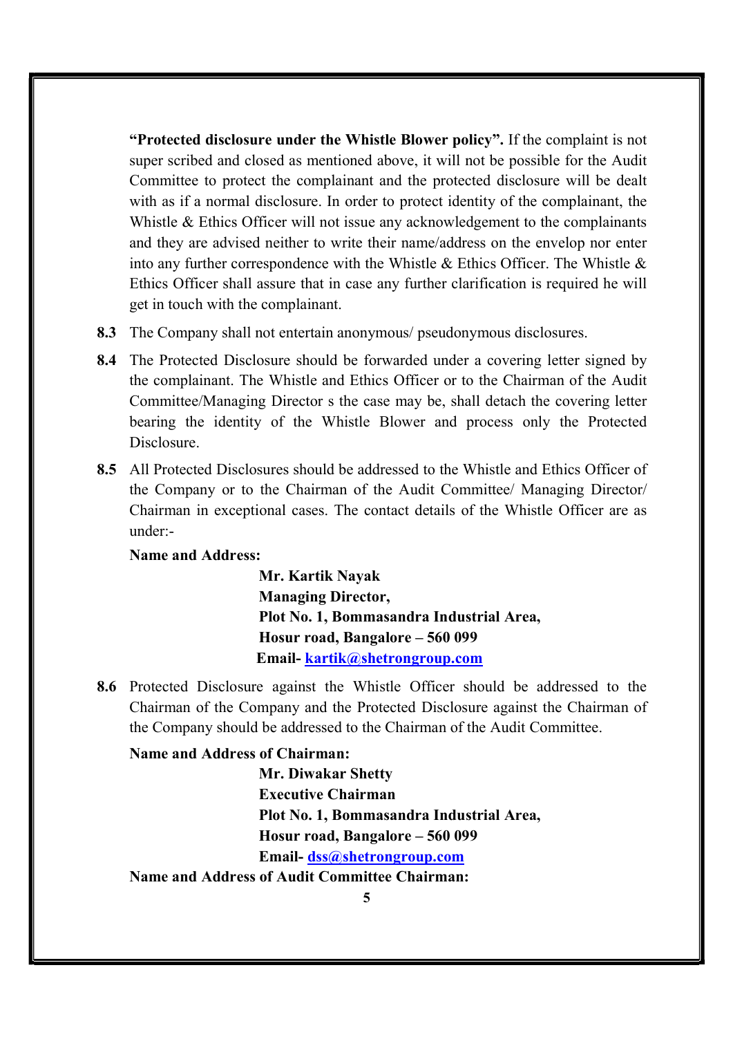**"Protected disclosure under the Whistle Blower policy".** If the complaint is not super scribed and closed as mentioned above, it will not be possible for the Audit Committee to protect the complainant and the protected disclosure will be dealt with as if a normal disclosure. In order to protect identity of the complainant, the Whistle & Ethics Officer will not issue any acknowledgement to the complainants and they are advised neither to write their name/address on the envelop nor enter into any further correspondence with the Whistle & Ethics Officer. The Whistle & Ethics Officer shall assure that in case any further clarification is required he will get in touch with the complainant.

**8.3** The Company shall not entertain anonymous/ pseudonymous disclosures.

**8.4** The Protected Disclosure should be forwarded under a covering letter signed by the complainant. The Whistle and Ethics Officer or to the Chairman of the Audit Committee/Managing Director s the case may be, shall detach the covering letter bearing the identity of the Whistle Blower and process only the Protected Disclosure.

**8.5** All Protected Disclosures should be addressed to the Whistle and Ethics Officer of the Company or to the Chairman of the Audit Committee/ Managing Director/ Chairman in exceptional cases. The contact details of the Whistle Officer are as under:-

**Name and Address:**

**Mr. Kartik Nayak**
**Managing Director,**
**Plot No. 1, Bommasandra Industrial Area,**
**Hosur road, Bangalore – 560 099**
**Email- [kartik@shetrongroup.com](mailto:kartik@shetrongroup.com)**

**8.6** Protected Disclosure against the Whistle Officer should be addressed to the Chairman of the Company and the Protected Disclosure against the Chairman of the Company should be addressed to the Chairman of the Audit Committee.

**Name and Address of Chairman:**

**Mr. Diwakar Shetty**
**Executive Chairman**
**Plot No. 1, Bommasandra Industrial Area,**
**Hosur road, Bangalore – 560 099**
**Email- [dss@shetrongroup.com](mailto:dss@shetrongroup.com)**

**Name and Address of Audit Committee Chairman:**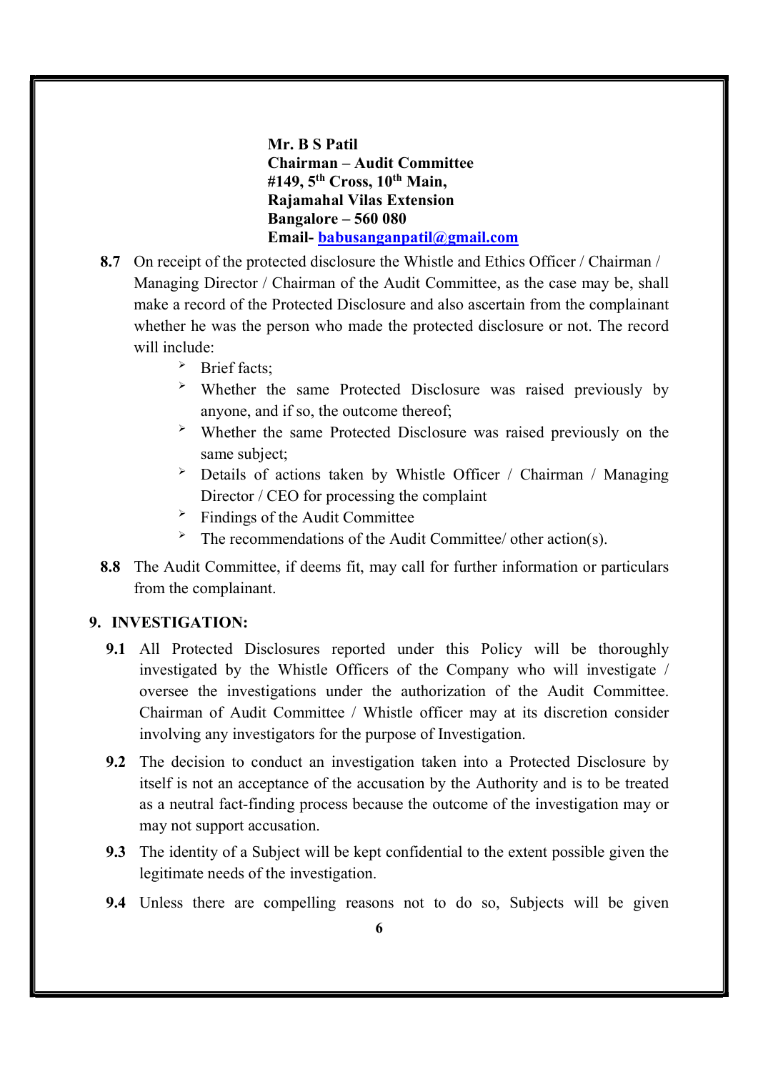**Mr. B S Patil**
**Chairman – Audit Committee**
**#149, 5th Cross, 10th Main,**
**Rajamahal Vilas Extension**
**Bangalore – 560 080**
**Email- babusanganpatil@gmail.com**

**8.7** On receipt of the protected disclosure the Whistle and Ethics Officer / Chairman / Managing Director / Chairman of the Audit Committee, as the case may be, shall make a record of the Protected Disclosure and also ascertain from the complainant whether he was the person who made the protected disclosure or not. The record will include:

- Brief facts;
- Whether the same Protected Disclosure was raised previously by anyone, and if so, the outcome thereof;
- Whether the same Protected Disclosure was raised previously on the same subject;
- Details of actions taken by Whistle Officer / Chairman / Managing Director / CEO for processing the complaint
- Findings of the Audit Committee
- The recommendations of the Audit Committee/ other action(s).

**8.8** The Audit Committee, if deems fit, may call for further information or particulars from the complainant.

## 9. INVESTIGATION:

**9.1** All Protected Disclosures reported under this Policy will be thoroughly investigated by the Whistle Officers of the Company who will investigate / oversee the investigations under the authorization of the Audit Committee. Chairman of Audit Committee / Whistle officer may at its discretion consider involving any investigators for the purpose of Investigation.

**9.2** The decision to conduct an investigation taken into a Protected Disclosure by itself is not an acceptance of the accusation by the Authority and is to be treated as a neutral fact-finding process because the outcome of the investigation may or may not support accusation.

**9.3** The identity of a Subject will be kept confidential to the extent possible given the legitimate needs of the investigation.

**9.4** Unless there are compelling reasons not to do so, Subjects will be given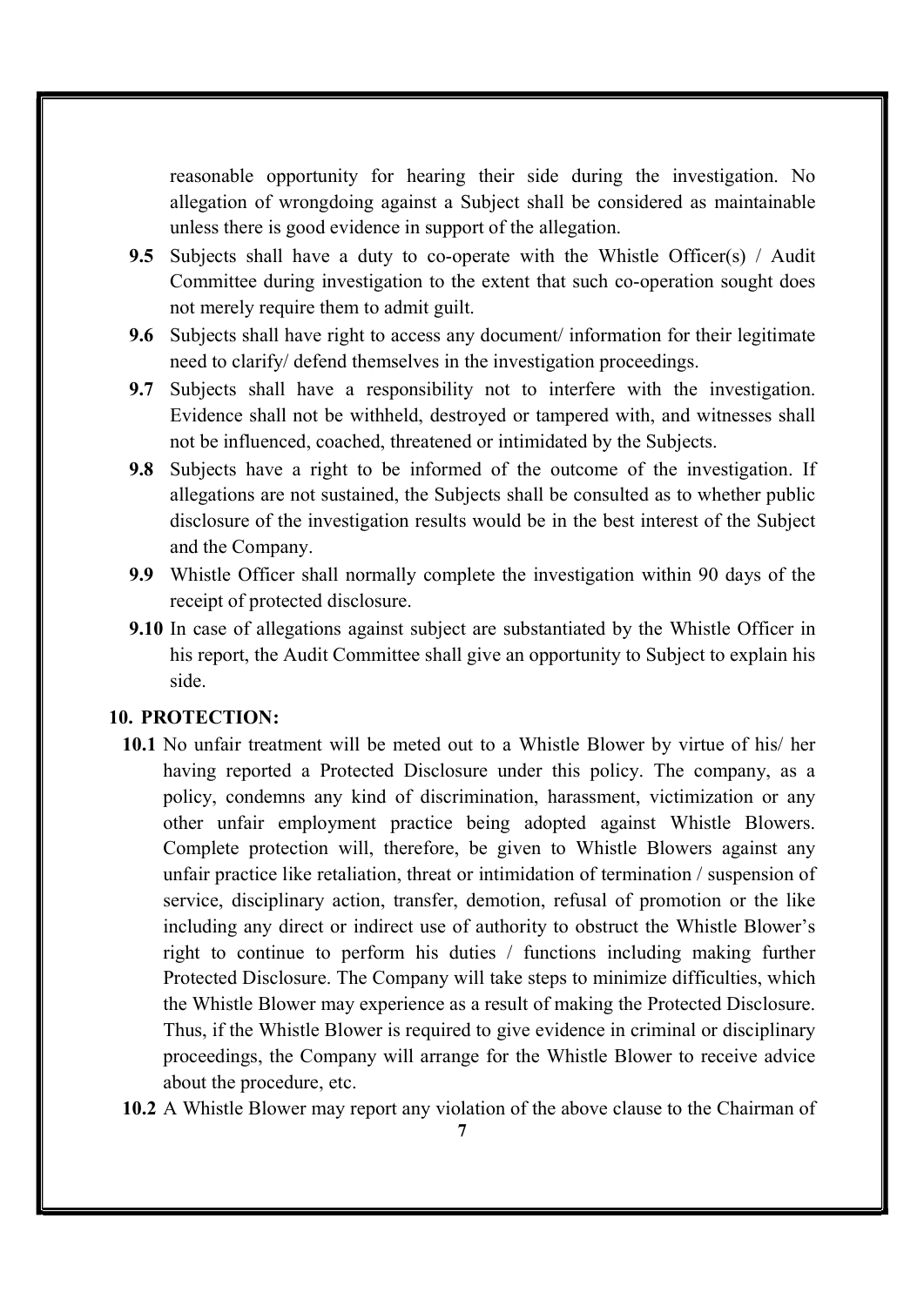reasonable opportunity for hearing their side during the investigation. No allegation of wrongdoing against a Subject shall be considered as maintainable unless there is good evidence in support of the allegation.

**9.5** Subjects shall have a duty to co-operate with the Whistle Officer(s) / Audit Committee during investigation to the extent that such co-operation sought does not merely require them to admit guilt.

**9.6** Subjects shall have right to access any document/ information for their legitimate need to clarify/ defend themselves in the investigation proceedings.

**9.7** Subjects shall have a responsibility not to interfere with the investigation. Evidence shall not be withheld, destroyed or tampered with, and witnesses shall not be influenced, coached, threatened or intimidated by the Subjects.

**9.8** Subjects have a right to be informed of the outcome of the investigation. If allegations are not sustained, the Subjects shall be consulted as to whether public disclosure of the investigation results would be in the best interest of the Subject and the Company.

**9.9** Whistle Officer shall normally complete the investigation within 90 days of the receipt of protected disclosure.

**9.10** In case of allegations against subject are substantiated by the Whistle Officer in his report, the Audit Committee shall give an opportunity to Subject to explain his side.

## 10. PROTECTION:

**10.1** No unfair treatment will be meted out to a Whistle Blower by virtue of his/ her having reported a Protected Disclosure under this policy. The company, as a policy, condemns any kind of discrimination, harassment, victimization or any other unfair employment practice being adopted against Whistle Blowers. Complete protection will, therefore, be given to Whistle Blowers against any unfair practice like retaliation, threat or intimidation of termination / suspension of service, disciplinary action, transfer, demotion, refusal of promotion or the like including any direct or indirect use of authority to obstruct the Whistle Blower's right to continue to perform his duties / functions including making further Protected Disclosure. The Company will take steps to minimize difficulties, which the Whistle Blower may experience as a result of making the Protected Disclosure. Thus, if the Whistle Blower is required to give evidence in criminal or disciplinary proceedings, the Company will arrange for the Whistle Blower to receive advice about the procedure, etc.

**10.2** A Whistle Blower may report any violation of the above clause to the Chairman of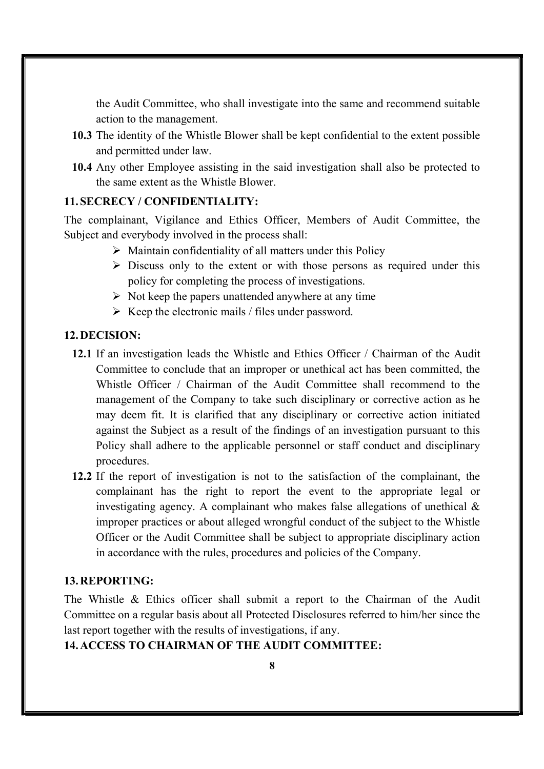the Audit Committee, who shall investigate into the same and recommend suitable action to the management.

**10.3** The identity of the Whistle Blower shall be kept confidential to the extent possible and permitted under law.

**10.4** Any other Employee assisting in the said investigation shall also be protected to the same extent as the Whistle Blower.

## 11. SECRECY / CONFIDENTIALITY:

The complainant, Vigilance and Ethics Officer, Members of Audit Committee, the Subject and everybody involved in the process shall:

- Maintain confidentiality of all matters under this Policy
- Discuss only to the extent or with those persons as required under this policy for completing the process of investigations.
- Not keep the papers unattended anywhere at any time
- Keep the electronic mails / files under password.

## 12. DECISION:

**12.1** If an investigation leads the Whistle and Ethics Officer / Chairman of the Audit Committee to conclude that an improper or unethical act has been committed, the Whistle Officer / Chairman of the Audit Committee shall recommend to the management of the Company to take such disciplinary or corrective action as he may deem fit. It is clarified that any disciplinary or corrective action initiated against the Subject as a result of the findings of an investigation pursuant to this Policy shall adhere to the applicable personnel or staff conduct and disciplinary procedures.

**12.2** If the report of investigation is not to the satisfaction of the complainant, the complainant has the right to report the event to the appropriate legal or investigating agency. A complainant who makes false allegations of unethical & improper practices or about alleged wrongful conduct of the subject to the Whistle Officer or the Audit Committee shall be subject to appropriate disciplinary action in accordance with the rules, procedures and policies of the Company.

## 13. REPORTING:

The Whistle & Ethics officer shall submit a report to the Chairman of the Audit Committee on a regular basis about all Protected Disclosures referred to him/her since the last report together with the results of investigations, if any.

## 14. ACCESS TO CHAIRMAN OF THE AUDIT COMMITTEE: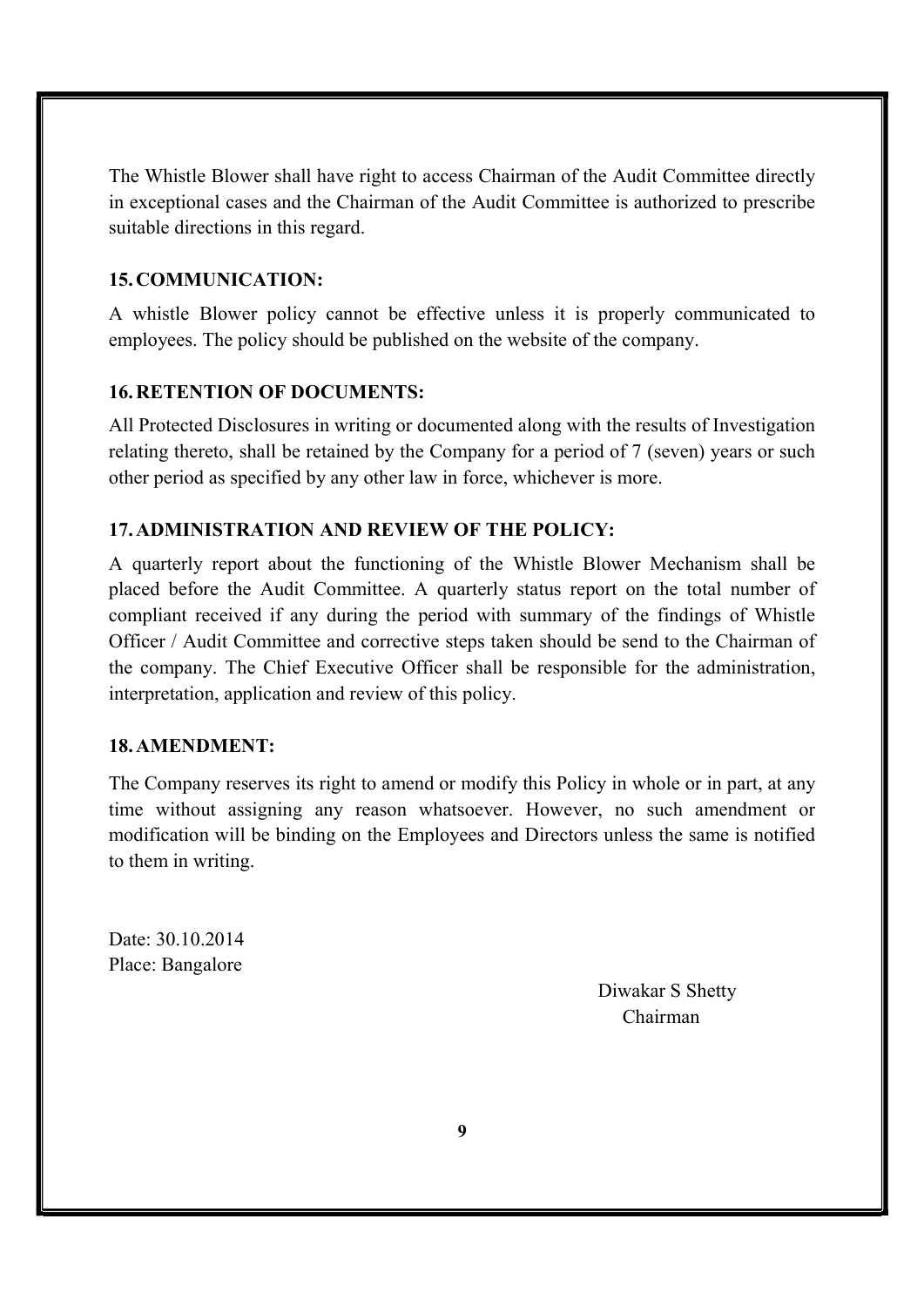The Whistle Blower shall have right to access Chairman of the Audit Committee directly in exceptional cases and the Chairman of the Audit Committee is authorized to prescribe suitable directions in this regard.

## 15. COMMUNICATION:

A whistle Blower policy cannot be effective unless it is properly communicated to employees. The policy should be published on the website of the company.

## 16. RETENTION OF DOCUMENTS:

All Protected Disclosures in writing or documented along with the results of Investigation relating thereto, shall be retained by the Company for a period of 7 (seven) years or such other period as specified by any other law in force, whichever is more.

## 17. ADMINISTRATION AND REVIEW OF THE POLICY:

A quarterly report about the functioning of the Whistle Blower Mechanism shall be placed before the Audit Committee. A quarterly status report on the total number of compliant received if any during the period with summary of the findings of Whistle Officer / Audit Committee and corrective steps taken should be send to the Chairman of the company. The Chief Executive Officer shall be responsible for the administration, interpretation, application and review of this policy.

## 18. AMENDMENT:

The Company reserves its right to amend or modify this Policy in whole or in part, at any time without assigning any reason whatsoever. However, no such amendment or modification will be binding on the Employees and Directors unless the same is notified to them in writing.

Date: 30.10.2014
Place: Bangalore

Diwakar S Shetty
Chairman